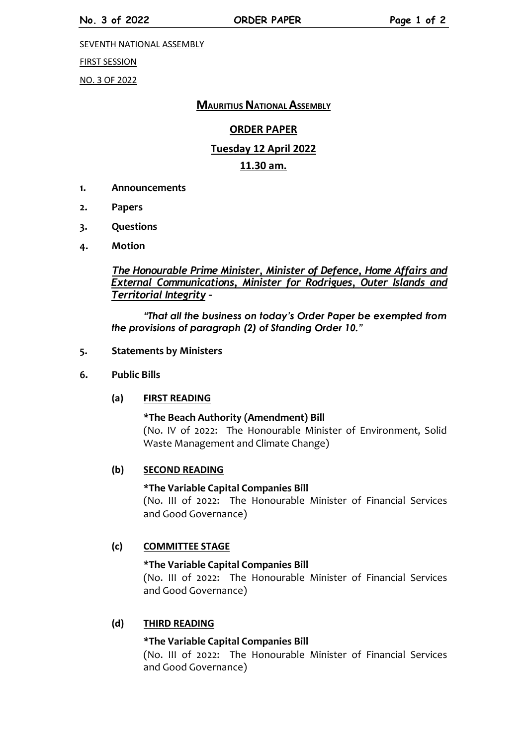SEVENTH NATIONAL ASSEMBLY

FIRST SESSION

NO. 3 OF 2022

# MAURITIUS NATIONAL ASSEMBLY

## ORDER PAPER

## Tuesday 12 April 2022

## 11.30 am.

1. **Announcements**
2. **Papers**
3. **Questions**
4. **Motion**

   ***The Honourable Prime Minister, Minister of Defence, Home Affairs and External Communications, Minister for Rodrigues, Outer Islands and Territorial Integrity*** **–**

   ***"That all the business on today's Order Paper be exempted from the provisions of paragraph (2) of Standing Order 10."***

5. **Statements by Ministers**
6. **Public Bills**

   **(a) FIRST READING**

   **\*The Beach Authority (Amendment) Bill**
   (No. IV of 2022: The Honourable Minister of Environment, Solid Waste Management and Climate Change)

   **(b) SECOND READING**

   **\*The Variable Capital Companies Bill**
   (No. III of 2022: The Honourable Minister of Financial Services and Good Governance)

   **(c) COMMITTEE STAGE**

   **\*The Variable Capital Companies Bill**
   (No. III of 2022: The Honourable Minister of Financial Services and Good Governance)

   **(d) THIRD READING**

   **\*The Variable Capital Companies Bill**
   (No. III of 2022: The Honourable Minister of Financial Services and Good Governance)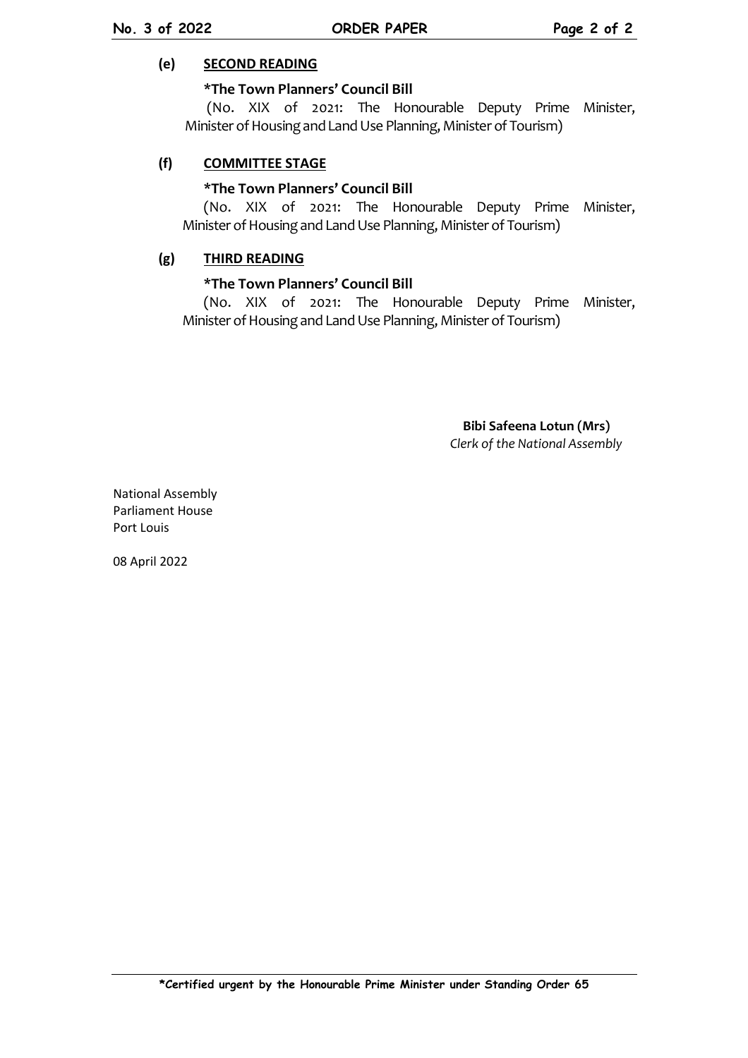**(e)** **SECOND READING**

**\*The Town Planners' Council Bill**
(No. XIX of 2021: The Honourable Deputy Prime Minister, Minister of Housing and Land Use Planning, Minister of Tourism)

**(f)** **COMMITTEE STAGE**

**\*The Town Planners' Council Bill**
(No. XIX of 2021: The Honourable Deputy Prime Minister, Minister of Housing and Land Use Planning, Minister of Tourism)

**(g)** **THIRD READING**

**\*The Town Planners' Council Bill**
(No. XIX of 2021: The Honourable Deputy Prime Minister, Minister of Housing and Land Use Planning, Minister of Tourism)

**Bibi Safeena Lotun (Mrs)**
*Clerk of the National Assembly*

National Assembly
Parliament House
Port Louis

08 April 2022

**\*Certified urgent by the Honourable Prime Minister under Standing Order 65**